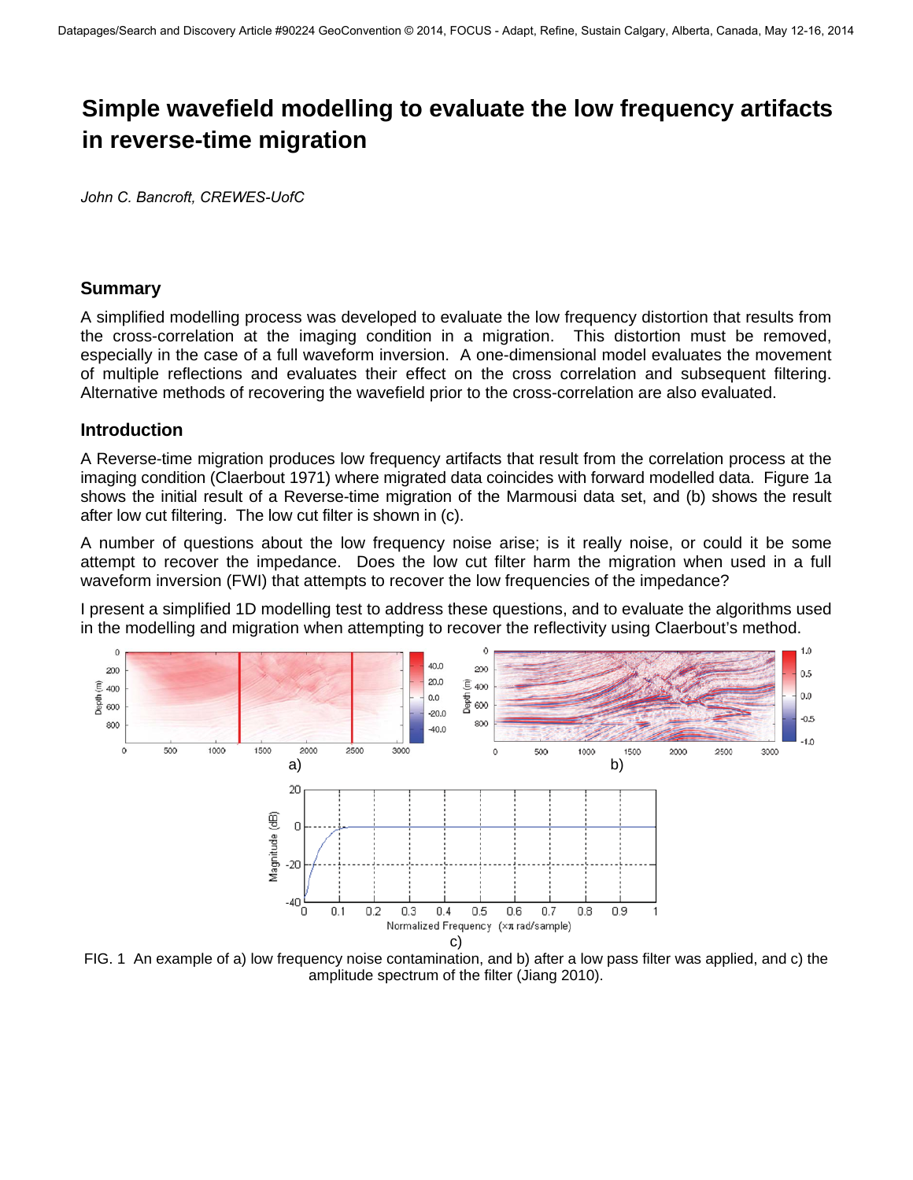# Simple wavefield modelling to evaluate the low frequency artifacts in reverse-time migration

*John C. Bancroft, CREWES-UofC*

## Summary

A simplified modelling process was developed to evaluate the low frequency distortion that results from the cross-correlation at the imaging condition in a migration. This distortion must be removed, especially in the case of a full waveform inversion. A one-dimensional model evaluates the movement of multiple reflections and evaluates their effect on the cross correlation and subsequent filtering. Alternative methods of recovering the wavefield prior to the cross-correlation are also evaluated.

## Introduction

A Reverse-time migration produces low frequency artifacts that result from the correlation process at the imaging condition (Claerbout 1971) where migrated data coincides with forward modelled data. Figure 1a shows the initial result of a Reverse-time migration of the Marmousi data set, and (b) shows the result after low cut filtering. The low cut filter is shown in (c).

A number of questions about the low frequency noise arise; is it really noise, or could it be some attempt to recover the impedance. Does the low cut filter harm the migration when used in a full waveform inversion (FWI) that attempts to recover the low frequencies of the impedance?

I present a simplified 1D modelling test to address these questions, and to evaluate the algorithms used in the modelling and migration when attempting to recover the reflectivity using Claerbout's method.

FIG. 1 An example of a) low frequency noise contamination, and b) after a low pass filter was applied, and c) the amplitude spectrum of the filter (Jiang 2010).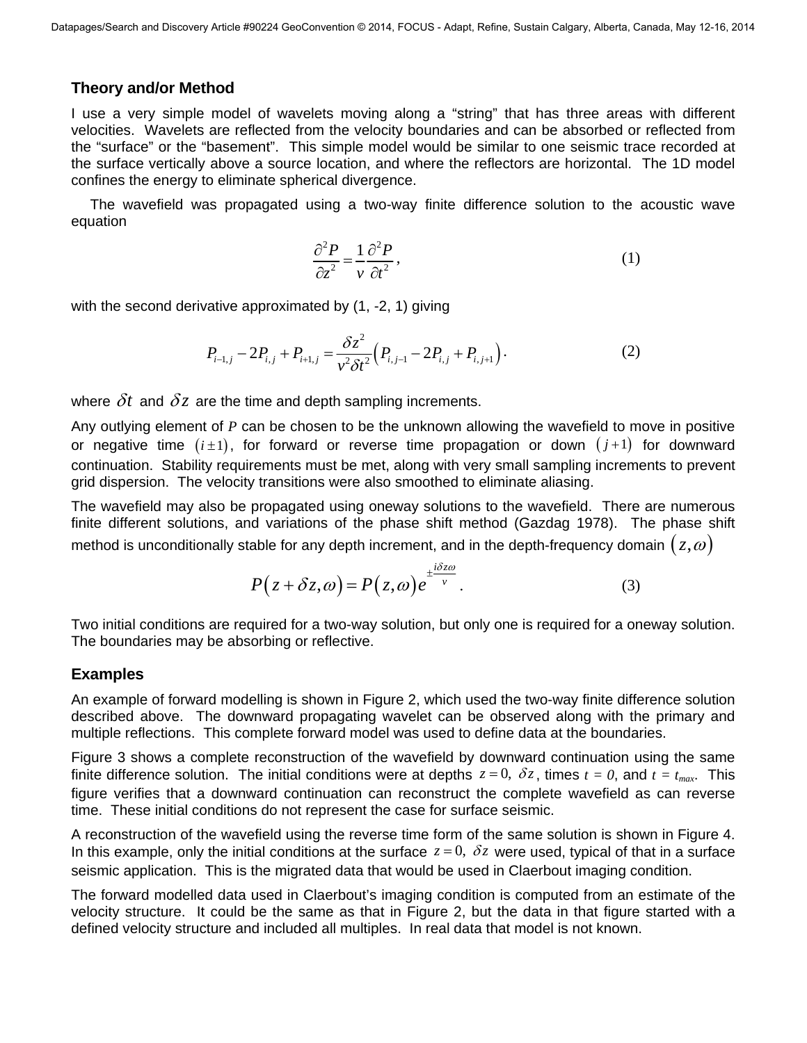### Theory and/or Method

I use a very simple model of wavelets moving along a “string” that has three areas with different velocities. Wavelets are reflected from the velocity boundaries and can be absorbed or reflected from the “surface” or the “basement”. This simple model would be similar to one seismic trace recorded at the surface vertically above a source location, and where the reflectors are horizontal. The 1D model confines the energy to eliminate spherical divergence.

The wavefield was propagated using a two-way finite difference solution to the acoustic wave equation

$$\frac{\partial^2 P}{\partial z^2} = \frac{1}{v} \frac{\partial^2 P}{\partial t^2}, \tag{1}$$

with the second derivative approximated by (1, -2, 1) giving

$$P_{i-1,j} - 2P_{i,j} + P_{i+1,j} = \frac{\delta z^2}{v^2 \delta t^2} \left( P_{i,j-1} - 2P_{i,j} + P_{i,j+1} \right). \tag{2}$$

where $\delta t$ and $\delta z$ are the time and depth sampling increments.

Any outlying element of $P$ can be chosen to be the unknown allowing the wavefield to move in positive or negative time $(i \pm 1)$, for forward or reverse time propagation or down $(j+1)$ for downward continuation. Stability requirements must be met, along with very small sampling increments to prevent grid dispersion. The velocity transitions were also smoothed to eliminate aliasing.

The wavefield may also be propagated using oneway solutions to the wavefield. There are numerous finite different solutions, and variations of the phase shift method (Gazdag 1978). The phase shift method is unconditionally stable for any depth increment, and in the depth-frequency domain $(z, \omega)$

$$P(z + \delta z, \omega) = P(z, \omega) e^{\pm \frac{i \delta z \omega}{v}}. \tag{3}$$

Two initial conditions are required for a two-way solution, but only one is required for a oneway solution. The boundaries may be absorbing or reflective.

### Examples

An example of forward modelling is shown in Figure 2, which used the two-way finite difference solution described above. The downward propagating wavelet can be observed along with the primary and multiple reflections. This complete forward model was used to define data at the boundaries.

Figure 3 shows a complete reconstruction of the wavefield by downward continuation using the same finite difference solution. The initial conditions were at depths $z = 0,\ \delta z$, times $t = 0$, and $t = t_{max}$. This figure verifies that a downward continuation can reconstruct the complete wavefield as can reverse time. These initial conditions do not represent the case for surface seismic.

A reconstruction of the wavefield using the reverse time form of the same solution is shown in Figure 4. In this example, only the initial conditions at the surface $z = 0,\ \delta z$ were used, typical of that in a surface seismic application. This is the migrated data that would be used in Claerbout imaging condition.

The forward modelled data used in Claerbout’s imaging condition is computed from an estimate of the velocity structure. It could be the same as that in Figure 2, but the data in that figure started with a defined velocity structure and included all multiples. In real data that model is not known.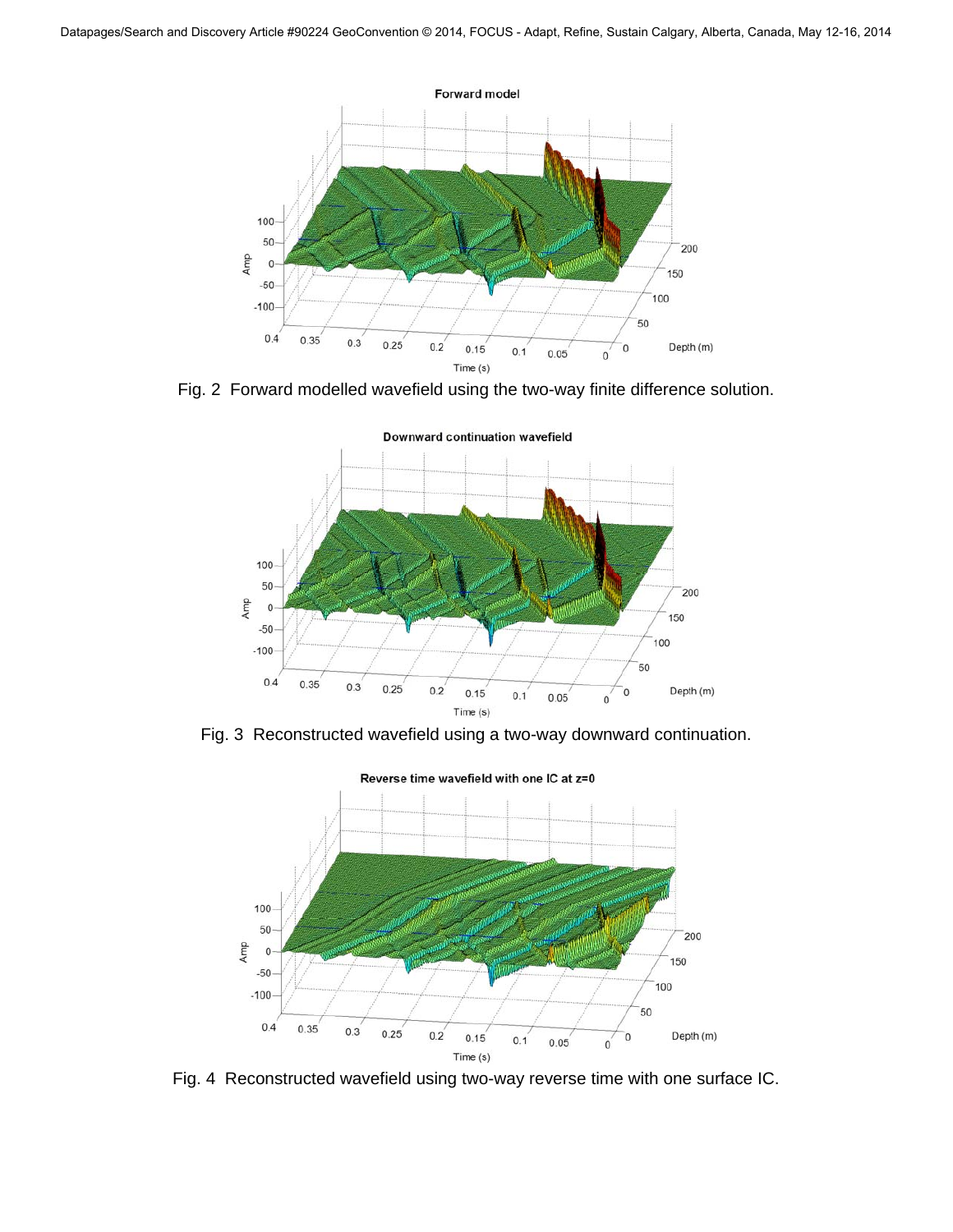Fig. 2 Forward modelled wavefield using the two-way finite difference solution.

Fig. 3 Reconstructed wavefield using a two-way downward continuation.

Fig. 4 Reconstructed wavefield using two-way reverse time with one surface IC.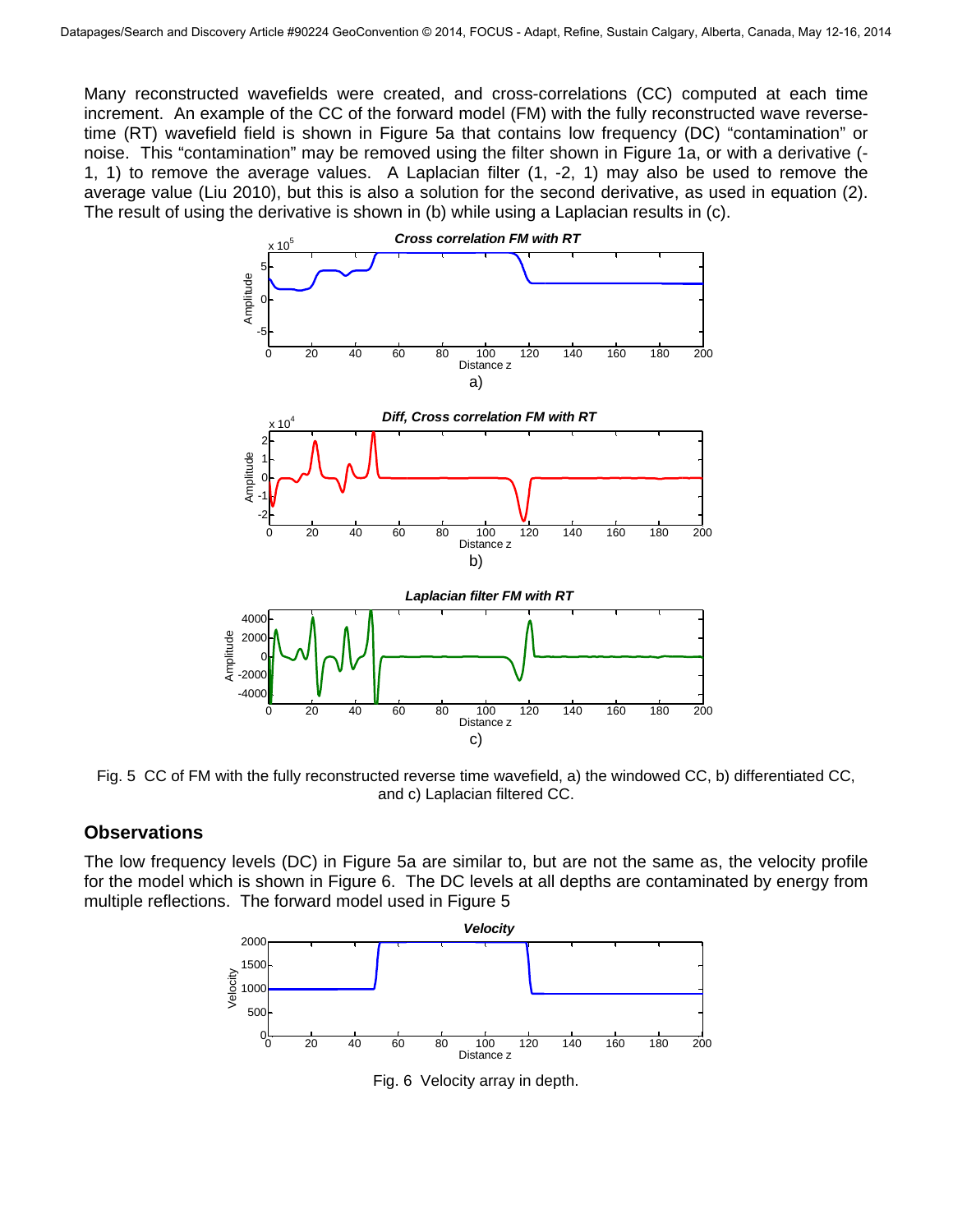Many reconstructed wavefields were created, and cross-correlations (CC) computed at each time increment. An example of the CC of the forward model (FM) with the fully reconstructed wave reverse-time (RT) wavefield field is shown in Figure 5a that contains low frequency (DC) "contamination" or noise. This "contamination" may be removed using the filter shown in Figure 1a, or with a derivative (-1, 1) to remove the average values. A Laplacian filter (1, -2, 1) may also be used to remove the average value (Liu 2010), but this is also a solution for the second derivative, as used in equation (2). The result of using the derivative is shown in (b) while using a Laplacian results in (c).

Fig. 5 CC of FM with the fully reconstructed reverse time wavefield, a) the windowed CC, b) differentiated CC, and c) Laplacian filtered CC.

## Observations

The low frequency levels (DC) in Figure 5a are similar to, but are not the same as, the velocity profile for the model which is shown in Figure 6. The DC levels at all depths are contaminated by energy from multiple reflections. The forward model used in Figure 5

Fig. 6 Velocity array in depth.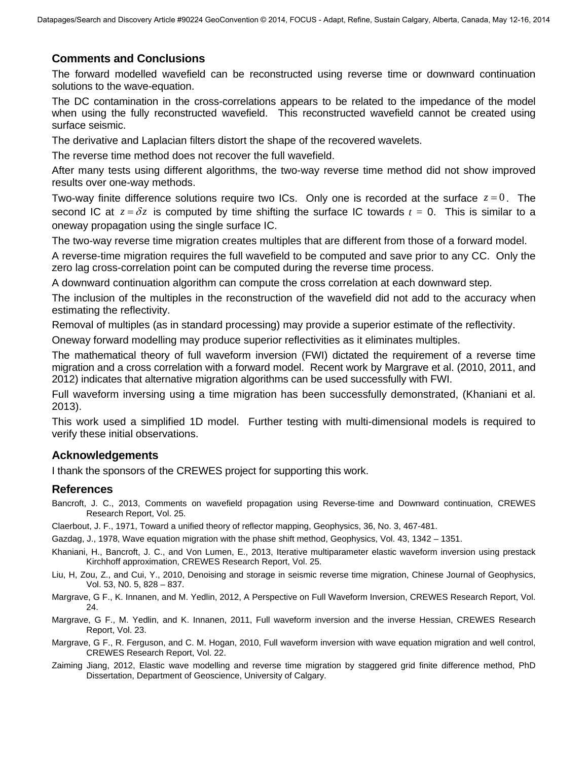## Comments and Conclusions

The forward modelled wavefield can be reconstructed using reverse time or downward continuation solutions to the wave-equation.

The DC contamination in the cross-correlations appears to be related to the impedance of the model when using the fully reconstructed wavefield. This reconstructed wavefield cannot be created using surface seismic.

The derivative and Laplacian filters distort the shape of the recovered wavelets.

The reverse time method does not recover the full wavefield.

After many tests using different algorithms, the two-way reverse time method did not show improved results over one-way methods.

Two-way finite difference solutions require two ICs. Only one is recorded at the surface $z = 0$. The second IC at $z = \delta z$ is computed by time shifting the surface IC towards $t = 0$. This is similar to a oneway propagation using the single surface IC.

The two-way reverse time migration creates multiples that are different from those of a forward model.

A reverse-time migration requires the full wavefield to be computed and save prior to any CC. Only the zero lag cross-correlation point can be computed during the reverse time process.

A downward continuation algorithm can compute the cross correlation at each downward step.

The inclusion of the multiples in the reconstruction of the wavefield did not add to the accuracy when estimating the reflectivity.

Removal of multiples (as in standard processing) may provide a superior estimate of the reflectivity.

Oneway forward modelling may produce superior reflectivities as it eliminates multiples.

The mathematical theory of full waveform inversion (FWI) dictated the requirement of a reverse time migration and a cross correlation with a forward model. Recent work by Margrave et al. (2010, 2011, and 2012) indicates that alternative migration algorithms can be used successfully with FWI.

Full waveform inversing using a time migration has been successfully demonstrated, (Khaniani et al. 2013).

This work used a simplified 1D model. Further testing with multi-dimensional models is required to verify these initial observations.

## Acknowledgements

I thank the sponsors of the CREWES project for supporting this work.

## References

Bancroft, J. C., 2013, Comments on wavefield propagation using Reverse-time and Downward continuation, CREWES Research Report, Vol. 25.

Claerbout, J. F., 1971, Toward a unified theory of reflector mapping, Geophysics, 36, No. 3, 467-481.

Gazdag, J., 1978, Wave equation migration with the phase shift method, Geophysics, Vol. 43, 1342 – 1351.

Khaniani, H., Bancroft, J. C., and Von Lumen, E., 2013, Iterative multiparameter elastic waveform inversion using prestack Kirchhoff approximation, CREWES Research Report, Vol. 25.

Liu, H, Zou, Z., and Cui, Y., 2010, Denoising and storage in seismic reverse time migration, Chinese Journal of Geophysics, Vol. 53, N0. 5, 828 – 837.

Margrave, G F., K. Innanen, and M. Yedlin, 2012, A Perspective on Full Waveform Inversion, CREWES Research Report, Vol. 24.

Margrave, G F., M. Yedlin, and K. Innanen, 2011, Full waveform inversion and the inverse Hessian, CREWES Research Report, Vol. 23.

Margrave, G F., R. Ferguson, and C. M. Hogan, 2010, Full waveform inversion with wave equation migration and well control, CREWES Research Report, Vol. 22.

Zaiming Jiang, 2012, Elastic wave modelling and reverse time migration by staggered grid finite difference method, PhD Dissertation, Department of Geoscience, University of Calgary.